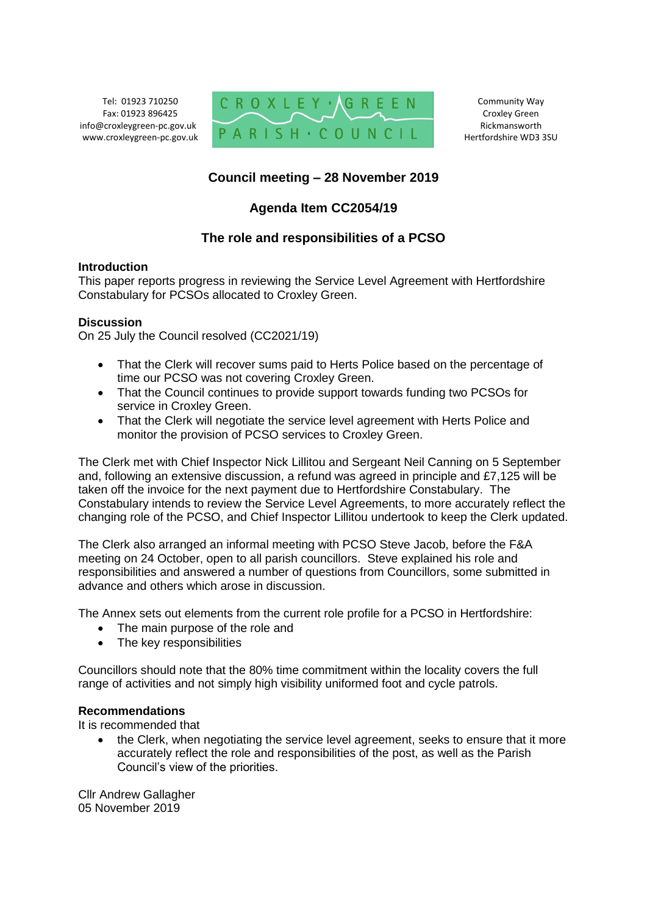Tel: 01923 710250
Fax: 01923 896425
info@croxleygreen-pc.gov.uk
www.croxleygreen-pc.gov.uk

CROXLEY · GREEN
PARISH · COUNCIL

Community Way
Croxley Green
Rickmansworth
Hertfordshire WD3 3SU

## Council meeting – 28 November 2019

## Agenda Item CC2054/19

## The role and responsibilities of a PCSO

**Introduction**

This paper reports progress in reviewing the Service Level Agreement with Hertfordshire Constabulary for PCSOs allocated to Croxley Green.

**Discussion**

On 25 July the Council resolved (CC2021/19)

- That the Clerk will recover sums paid to Herts Police based on the percentage of time our PCSO was not covering Croxley Green.
- That the Council continues to provide support towards funding two PCSOs for service in Croxley Green.
- That the Clerk will negotiate the service level agreement with Herts Police and monitor the provision of PCSO services to Croxley Green.

The Clerk met with Chief Inspector Nick Lillitou and Sergeant Neil Canning on 5 September and, following an extensive discussion, a refund was agreed in principle and £7,125 will be taken off the invoice for the next payment due to Hertfordshire Constabulary. The Constabulary intends to review the Service Level Agreements, to more accurately reflect the changing role of the PCSO, and Chief Inspector Lillitou undertook to keep the Clerk updated.

The Clerk also arranged an informal meeting with PCSO Steve Jacob, before the F&A meeting on 24 October, open to all parish councillors. Steve explained his role and responsibilities and answered a number of questions from Councillors, some submitted in advance and others which arose in discussion.

The Annex sets out elements from the current role profile for a PCSO in Hertfordshire:

- The main purpose of the role and
- The key responsibilities

Councillors should note that the 80% time commitment within the locality covers the full range of activities and not simply high visibility uniformed foot and cycle patrols.

**Recommendations**

It is recommended that

- the Clerk, when negotiating the service level agreement, seeks to ensure that it more accurately reflect the role and responsibilities of the post, as well as the Parish Council's view of the priorities.

Cllr Andrew Gallagher
05 November 2019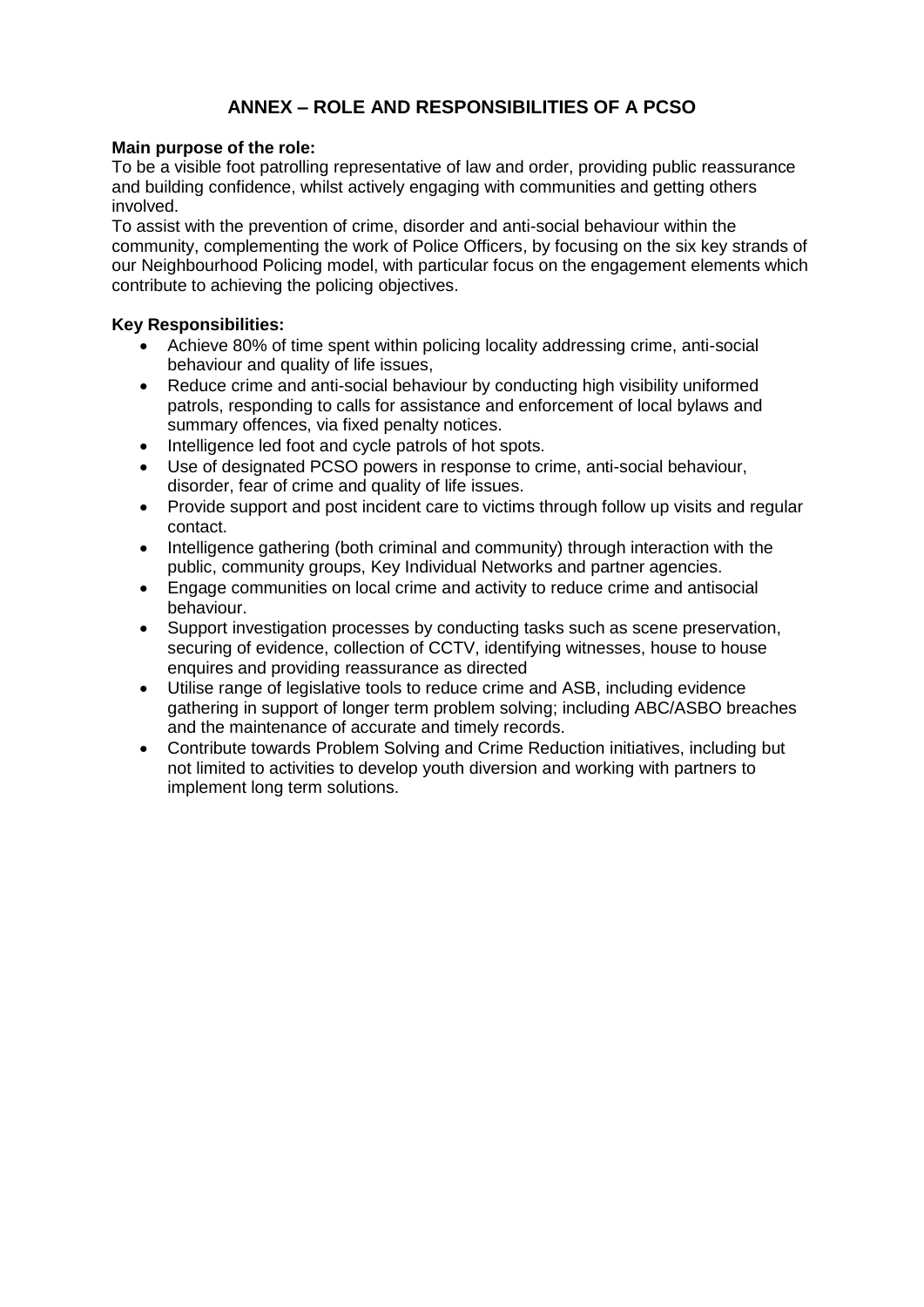# ANNEX – ROLE AND RESPONSIBILITIES OF A PCSO

**Main purpose of the role:**

To be a visible foot patrolling representative of law and order, providing public reassurance and building confidence, whilst actively engaging with communities and getting others involved.

To assist with the prevention of crime, disorder and anti-social behaviour within the community, complementing the work of Police Officers, by focusing on the six key strands of our Neighbourhood Policing model, with particular focus on the engagement elements which contribute to achieving the policing objectives.

**Key Responsibilities:**

- Achieve 80% of time spent within policing locality addressing crime, anti-social behaviour and quality of life issues,
- Reduce crime and anti-social behaviour by conducting high visibility uniformed patrols, responding to calls for assistance and enforcement of local bylaws and summary offences, via fixed penalty notices.
- Intelligence led foot and cycle patrols of hot spots.
- Use of designated PCSO powers in response to crime, anti-social behaviour, disorder, fear of crime and quality of life issues.
- Provide support and post incident care to victims through follow up visits and regular contact.
- Intelligence gathering (both criminal and community) through interaction with the public, community groups, Key Individual Networks and partner agencies.
- Engage communities on local crime and activity to reduce crime and antisocial behaviour.
- Support investigation processes by conducting tasks such as scene preservation, securing of evidence, collection of CCTV, identifying witnesses, house to house enquires and providing reassurance as directed
- Utilise range of legislative tools to reduce crime and ASB, including evidence gathering in support of longer term problem solving; including ABC/ASBO breaches and the maintenance of accurate and timely records.
- Contribute towards Problem Solving and Crime Reduction initiatives, including but not limited to activities to develop youth diversion and working with partners to implement long term solutions.